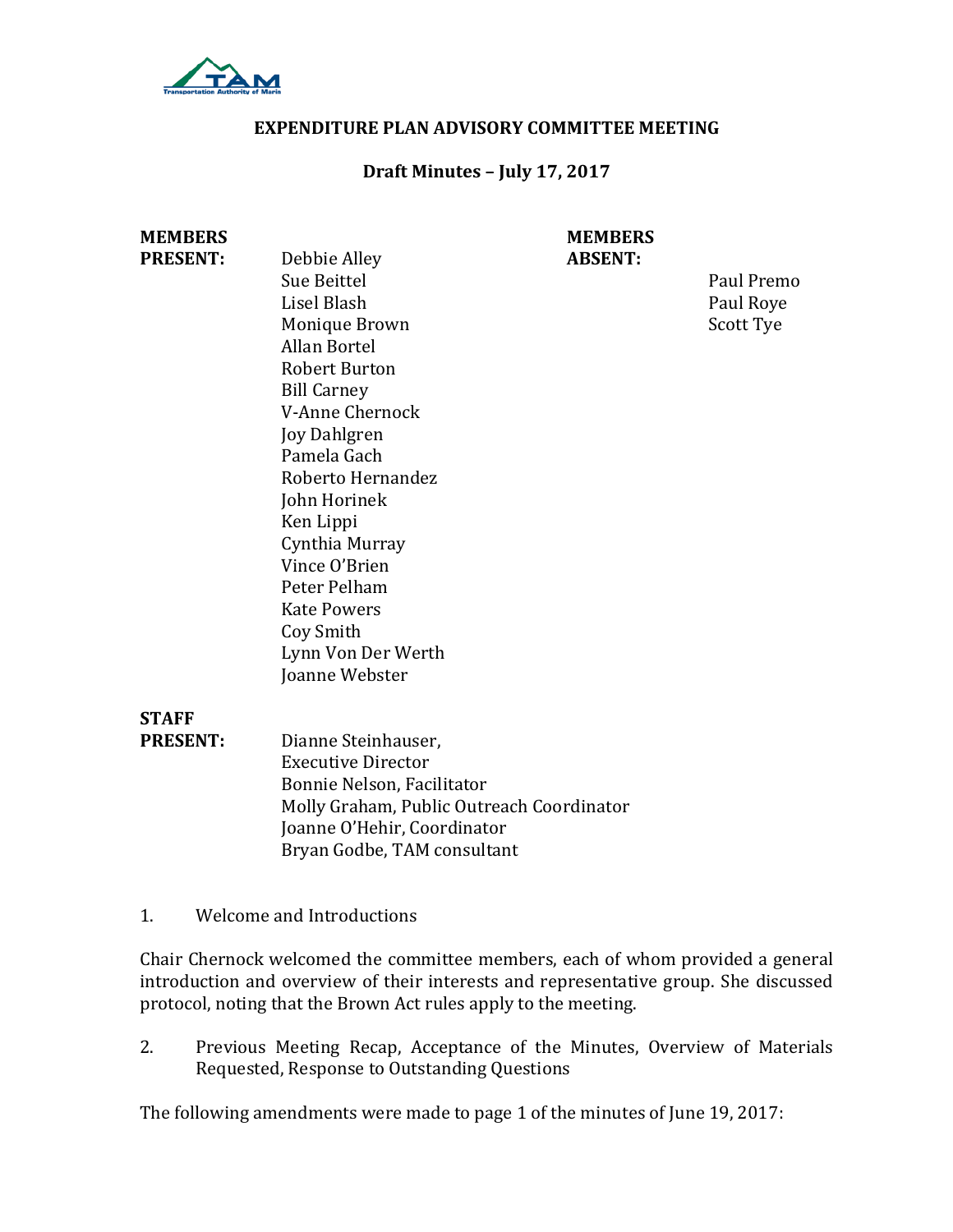# EXPENDITURE PLAN ADVISORY COMMITTEE MEETING

## Draft Minutes – July 17, 2017

**MEMBERS PRESENT:**
Debbie Alley
Sue Beittel
Lisel Blash
Monique Brown
Allan Bortel
Robert Burton
Bill Carney
V-Anne Chernock
Joy Dahlgren
Pamela Gach
Roberto Hernandez
John Horinek
Ken Lippi
Cynthia Murray
Vince O'Brien
Peter Pelham
Kate Powers
Coy Smith
Lynn Von Der Werth
Joanne Webster

**MEMBERS ABSENT:**
Paul Premo
Paul Roye
Scott Tye

**STAFF PRESENT:**
Dianne Steinhauser, Executive Director
Bonnie Nelson, Facilitator
Molly Graham, Public Outreach Coordinator
Joanne O'Hehir, Coordinator
Bryan Godbe, TAM consultant

1. Welcome and Introductions

Chair Chernock welcomed the committee members, each of whom provided a general introduction and overview of their interests and representative group. She discussed protocol, noting that the Brown Act rules apply to the meeting.

2. Previous Meeting Recap, Acceptance of the Minutes, Overview of Materials Requested, Response to Outstanding Questions

The following amendments were made to page 1 of the minutes of June 19, 2017: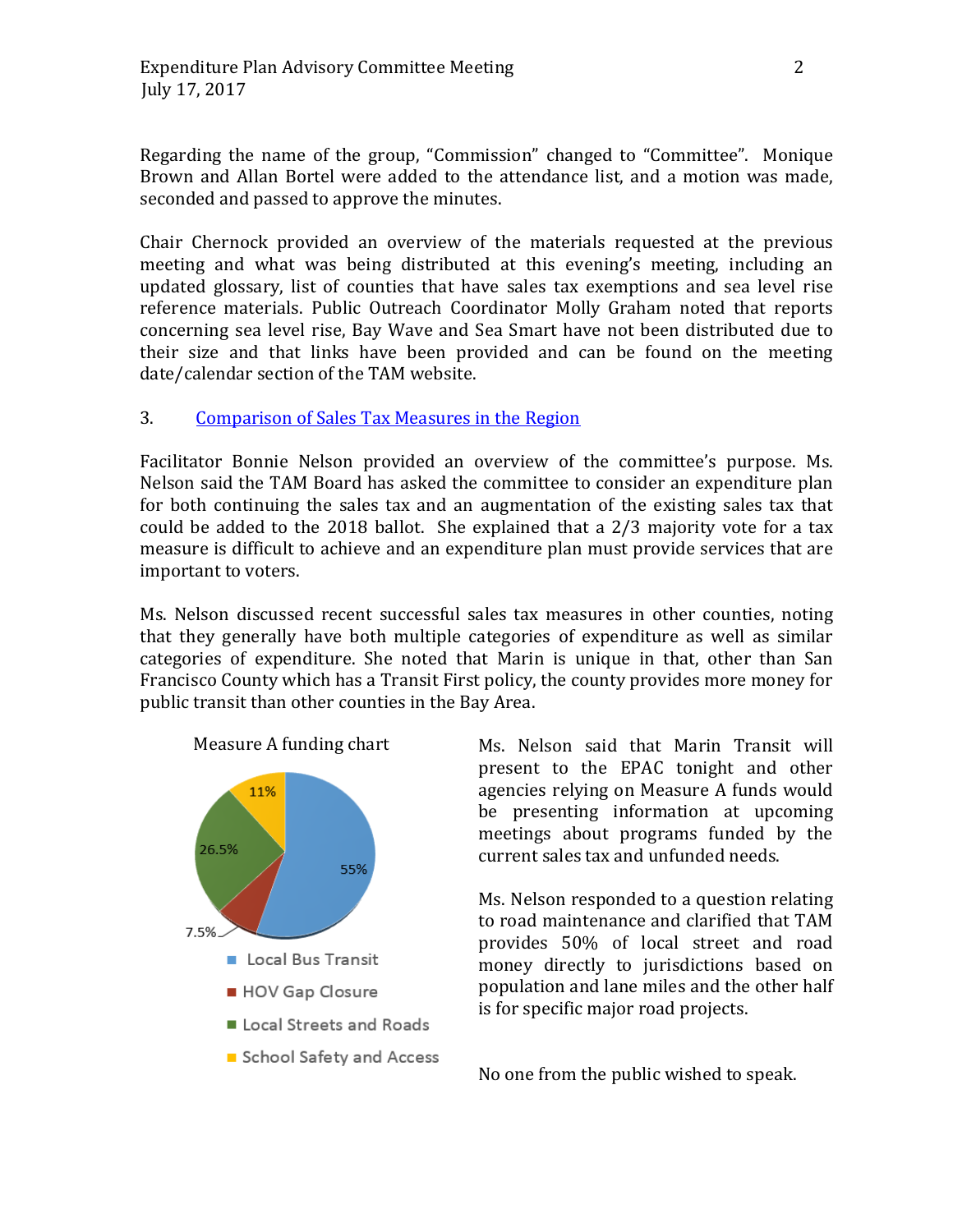Regarding the name of the group, "Commission" changed to "Committee". Monique Brown and Allan Bortel were added to the attendance list, and a motion was made, seconded and passed to approve the minutes.

Chair Chernock provided an overview of the materials requested at the previous meeting and what was being distributed at this evening's meeting, including an updated glossary, list of counties that have sales tax exemptions and sea level rise reference materials. Public Outreach Coordinator Molly Graham noted that reports concerning sea level rise, Bay Wave and Sea Smart have not been distributed due to their size and that links have been provided and can be found on the meeting date/calendar section of the TAM website.

3. Comparison of Sales Tax Measures in the Region

Facilitator Bonnie Nelson provided an overview of the committee's purpose. Ms. Nelson said the TAM Board has asked the committee to consider an expenditure plan for both continuing the sales tax and an augmentation of the existing sales tax that could be added to the 2018 ballot. She explained that a 2/3 majority vote for a tax measure is difficult to achieve and an expenditure plan must provide services that are important to voters.

Ms. Nelson discussed recent successful sales tax measures in other counties, noting that they generally have both multiple categories of expenditure as well as similar categories of expenditure. She noted that Marin is unique in that, other than San Francisco County which has a Transit First policy, the county provides more money for public transit than other counties in the Bay Area.

Measure A funding chart

| Category | Share |
| --- | --- |
| Local Bus Transit | 55% |
| HOV Gap Closure | 7.5% |
| Local Streets and Roads | 26.5% |
| School Safety and Access | 11% |

Ms. Nelson said that Marin Transit will present to the EPAC tonight and other agencies relying on Measure A funds would be presenting information at upcoming meetings about programs funded by the current sales tax and unfunded needs.

Ms. Nelson responded to a question relating to road maintenance and clarified that TAM provides 50% of local street and road money directly to jurisdictions based on population and lane miles and the other half is for specific major road projects.

No one from the public wished to speak.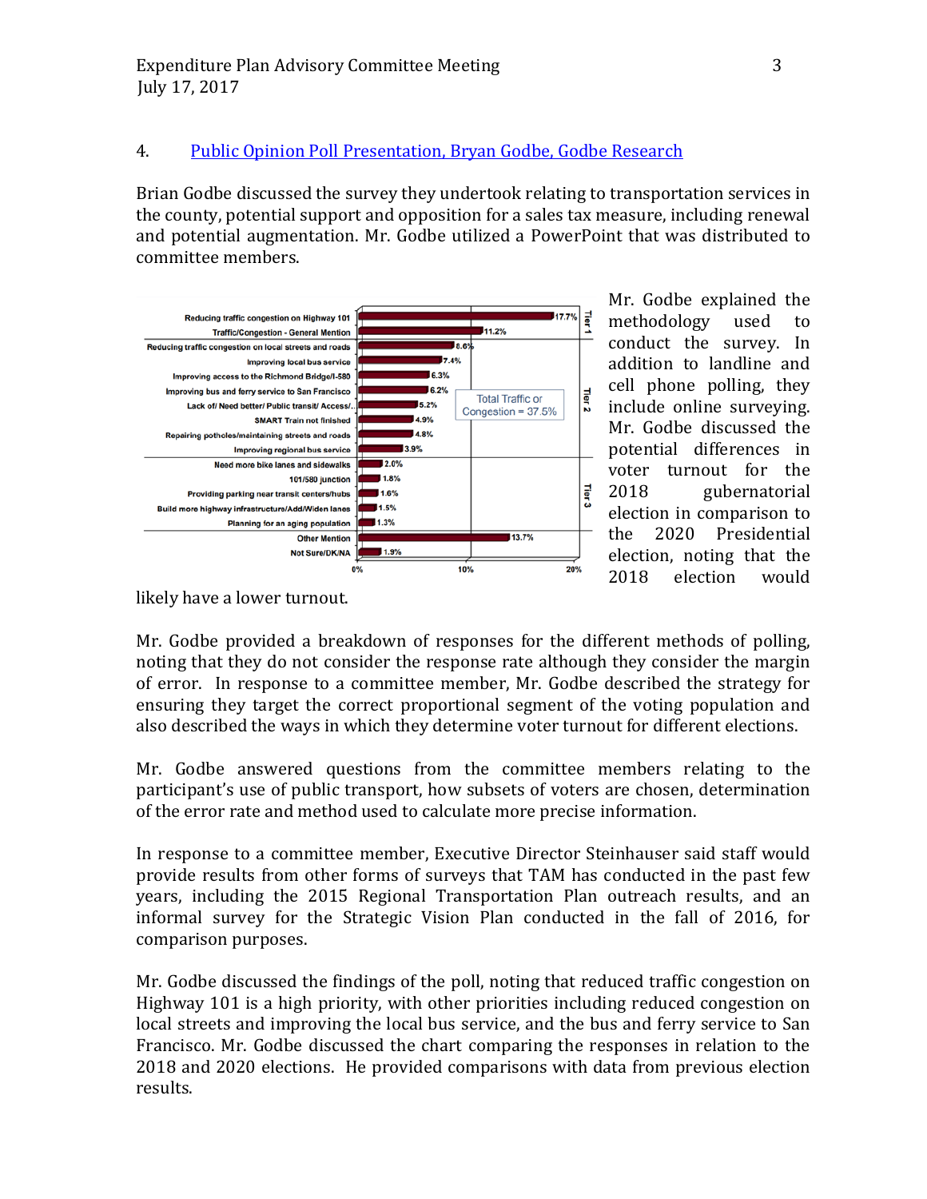4. Public Opinion Poll Presentation, Bryan Godbe, Godbe Research

Brian Godbe discussed the survey they undertook relating to transportation services in the county, potential support and opposition for a sales tax measure, including renewal and potential augmentation. Mr. Godbe utilized a PowerPoint that was distributed to committee members.

| Response | Percent | Tier |
| --- | --- | --- |
| Reducing traffic congestion on Highway 101 | 17.7% | Tier 1 |
| Traffic/Congestion - General Mention | 11.2% | Tier 1 |
| Reducing traffic congestion on local streets and roads | 8.6% | Tier 2 |
| Improving local bus service | 7.4% | Tier 2 |
| Improving access to the Richmond Bridge/I-580 | 6.3% | Tier 2 |
| Improving bus and ferry service to San Francisco | 6.2% | Tier 2 |
| Lack of/ Need better/ Public transit/ Access/.. | 5.2% | Tier 2 |
| SMART Train not finished | 4.9% | Tier 2 |
| Repairing potholes/maintaining streets and roads | 4.8% | Tier 2 |
| Improving regional bus service | 3.9% | Tier 2 |
| Need more bike lanes and sidewalks | 2.0% | Tier 3 |
| 101/580 junction | 1.8% | Tier 3 |
| Providing parking near transit centers/hubs | 1.6% | Tier 3 |
| Build more highway infrastructure/Add/Widen lanes | 1.5% | Tier 3 |
| Planning for an aging population | 1.3% | Tier 3 |
| Other Mention | 13.7% | |
| Not Sure/DK/NA | 1.9% | |

Total Traffic or Congestion = 37.5%

Mr. Godbe explained the methodology used to conduct the survey. In addition to landline and cell phone polling, they include online surveying. Mr. Godbe discussed the potential differences in voter turnout for the 2018 gubernatorial election in comparison to the 2020 Presidential election, noting that the 2018 election would likely have a lower turnout.

Mr. Godbe provided a breakdown of responses for the different methods of polling, noting that they do not consider the response rate although they consider the margin of error. In response to a committee member, Mr. Godbe described the strategy for ensuring they target the correct proportional segment of the voting population and also described the ways in which they determine voter turnout for different elections.

Mr. Godbe answered questions from the committee members relating to the participant's use of public transport, how subsets of voters are chosen, determination of the error rate and method used to calculate more precise information.

In response to a committee member, Executive Director Steinhauser said staff would provide results from other forms of surveys that TAM has conducted in the past few years, including the 2015 Regional Transportation Plan outreach results, and an informal survey for the Strategic Vision Plan conducted in the fall of 2016, for comparison purposes.

Mr. Godbe discussed the findings of the poll, noting that reduced traffic congestion on Highway 101 is a high priority, with other priorities including reduced congestion on local streets and improving the local bus service, and the bus and ferry service to San Francisco. Mr. Godbe discussed the chart comparing the responses in relation to the 2018 and 2020 elections. He provided comparisons with data from previous election results.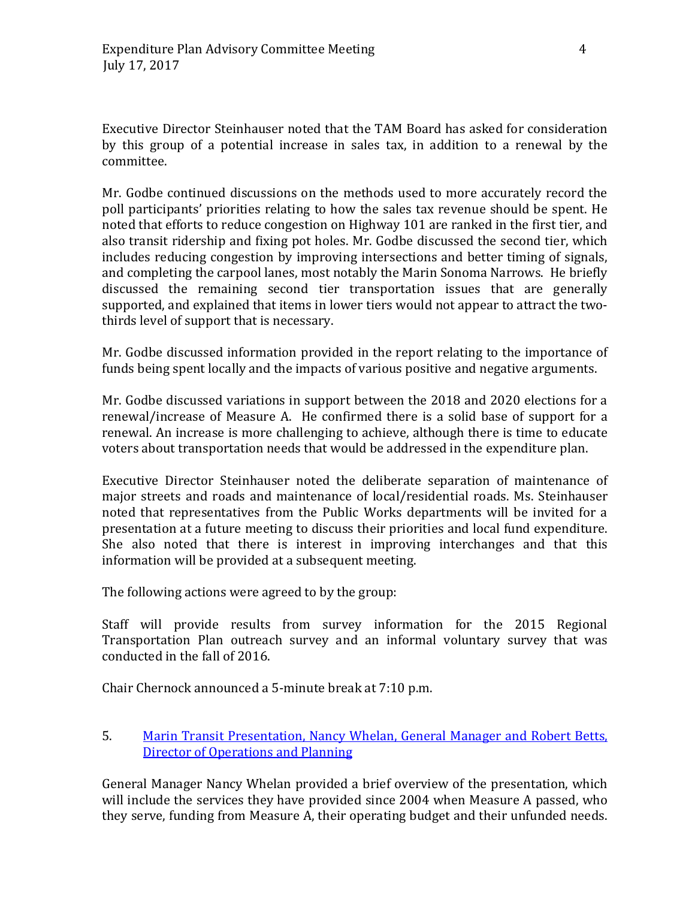Executive Director Steinhauser noted that the TAM Board has asked for consideration by this group of a potential increase in sales tax, in addition to a renewal by the committee.

Mr. Godbe continued discussions on the methods used to more accurately record the poll participants' priorities relating to how the sales tax revenue should be spent. He noted that efforts to reduce congestion on Highway 101 are ranked in the first tier, and also transit ridership and fixing pot holes. Mr. Godbe discussed the second tier, which includes reducing congestion by improving intersections and better timing of signals, and completing the carpool lanes, most notably the Marin Sonoma Narrows. He briefly discussed the remaining second tier transportation issues that are generally supported, and explained that items in lower tiers would not appear to attract the two-thirds level of support that is necessary.

Mr. Godbe discussed information provided in the report relating to the importance of funds being spent locally and the impacts of various positive and negative arguments.

Mr. Godbe discussed variations in support between the 2018 and 2020 elections for a renewal/increase of Measure A. He confirmed there is a solid base of support for a renewal. An increase is more challenging to achieve, although there is time to educate voters about transportation needs that would be addressed in the expenditure plan.

Executive Director Steinhauser noted the deliberate separation of maintenance of major streets and roads and maintenance of local/residential roads. Ms. Steinhauser noted that representatives from the Public Works departments will be invited for a presentation at a future meeting to discuss their priorities and local fund expenditure. She also noted that there is interest in improving interchanges and that this information will be provided at a subsequent meeting.

The following actions were agreed to by the group:

Staff will provide results from survey information for the 2015 Regional Transportation Plan outreach survey and an informal voluntary survey that was conducted in the fall of 2016.

Chair Chernock announced a 5-minute break at 7:10 p.m.

5. Marin Transit Presentation, Nancy Whelan, General Manager and Robert Betts, Director of Operations and Planning

General Manager Nancy Whelan provided a brief overview of the presentation, which will include the services they have provided since 2004 when Measure A passed, who they serve, funding from Measure A, their operating budget and their unfunded needs.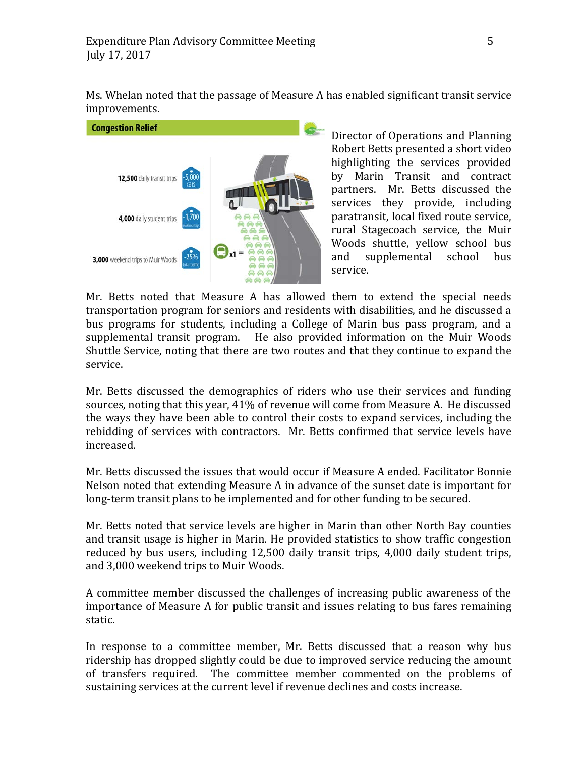Ms. Whelan noted that the passage of Measure A has enabled significant transit service improvements.

Director of Operations and Planning Robert Betts presented a short video highlighting the services provided by Marin Transit and contract partners. Mr. Betts discussed the services they provide, including paratransit, local fixed route service, rural Stagecoach service, the Muir Woods shuttle, yellow school bus and supplemental school bus service.

Mr. Betts noted that Measure A has allowed them to extend the special needs transportation program for seniors and residents with disabilities, and he discussed a bus programs for students, including a College of Marin bus pass program, and a supplemental transit program. He also provided information on the Muir Woods Shuttle Service, noting that there are two routes and that they continue to expand the service.

Mr. Betts discussed the demographics of riders who use their services and funding sources, noting that this year, 41% of revenue will come from Measure A. He discussed the ways they have been able to control their costs to expand services, including the rebidding of services with contractors. Mr. Betts confirmed that service levels have increased.

Mr. Betts discussed the issues that would occur if Measure A ended. Facilitator Bonnie Nelson noted that extending Measure A in advance of the sunset date is important for long-term transit plans to be implemented and for other funding to be secured.

Mr. Betts noted that service levels are higher in Marin than other North Bay counties and transit usage is higher in Marin. He provided statistics to show traffic congestion reduced by bus users, including 12,500 daily transit trips, 4,000 daily student trips, and 3,000 weekend trips to Muir Woods.

A committee member discussed the challenges of increasing public awareness of the importance of Measure A for public transit and issues relating to bus fares remaining static.

In response to a committee member, Mr. Betts discussed that a reason why bus ridership has dropped slightly could be due to improved service reducing the amount of transfers required. The committee member commented on the problems of sustaining services at the current level if revenue declines and costs increase.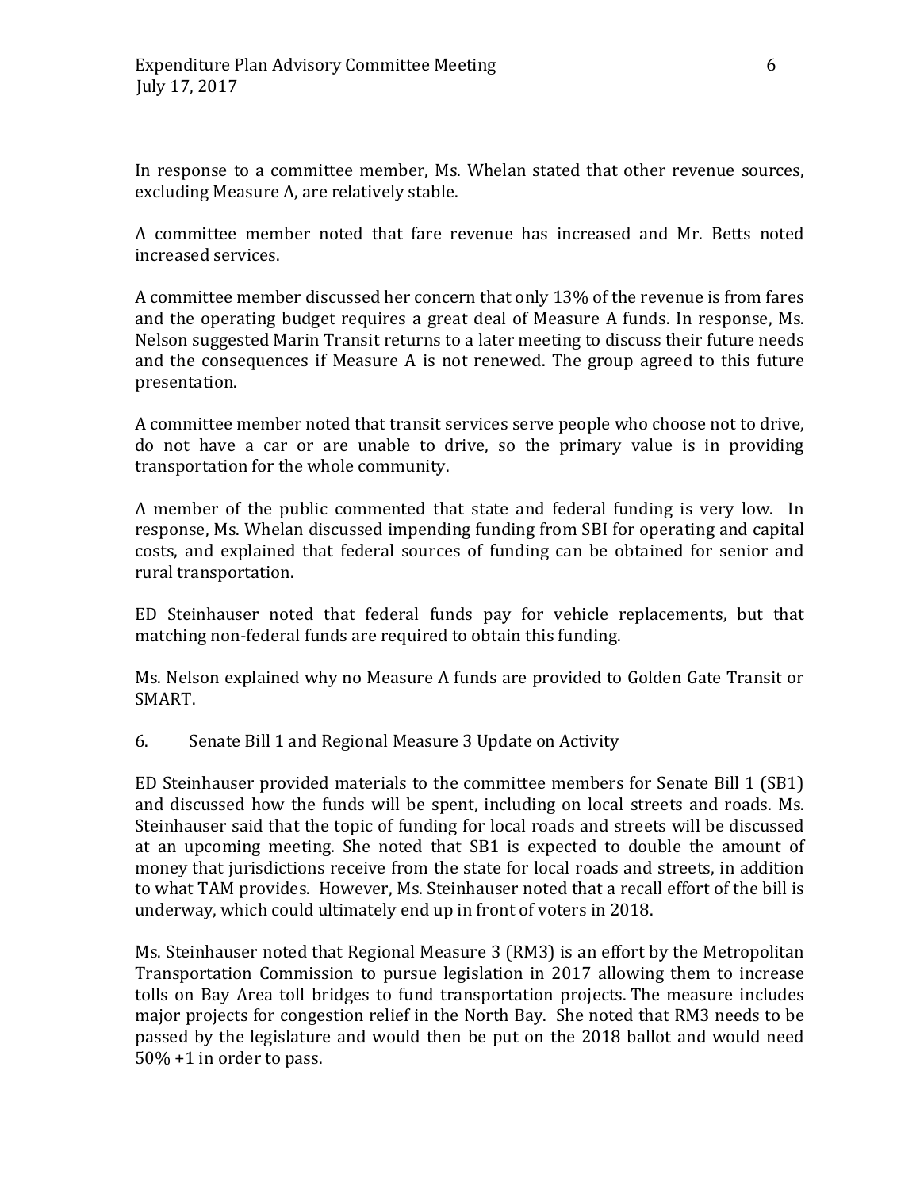In response to a committee member, Ms. Whelan stated that other revenue sources, excluding Measure A, are relatively stable.

A committee member noted that fare revenue has increased and Mr. Betts noted increased services.

A committee member discussed her concern that only 13% of the revenue is from fares and the operating budget requires a great deal of Measure A funds. In response, Ms. Nelson suggested Marin Transit returns to a later meeting to discuss their future needs and the consequences if Measure A is not renewed. The group agreed to this future presentation.

A committee member noted that transit services serve people who choose not to drive, do not have a car or are unable to drive, so the primary value is in providing transportation for the whole community.

A member of the public commented that state and federal funding is very low. In response, Ms. Whelan discussed impending funding from SBI for operating and capital costs, and explained that federal sources of funding can be obtained for senior and rural transportation.

ED Steinhauser noted that federal funds pay for vehicle replacements, but that matching non-federal funds are required to obtain this funding.

Ms. Nelson explained why no Measure A funds are provided to Golden Gate Transit or SMART.

6. Senate Bill 1 and Regional Measure 3 Update on Activity

ED Steinhauser provided materials to the committee members for Senate Bill 1 (SB1) and discussed how the funds will be spent, including on local streets and roads. Ms. Steinhauser said that the topic of funding for local roads and streets will be discussed at an upcoming meeting. She noted that SB1 is expected to double the amount of money that jurisdictions receive from the state for local roads and streets, in addition to what TAM provides. However, Ms. Steinhauser noted that a recall effort of the bill is underway, which could ultimately end up in front of voters in 2018.

Ms. Steinhauser noted that Regional Measure 3 (RM3) is an effort by the Metropolitan Transportation Commission to pursue legislation in 2017 allowing them to increase tolls on Bay Area toll bridges to fund transportation projects. The measure includes major projects for congestion relief in the North Bay. She noted that RM3 needs to be passed by the legislature and would then be put on the 2018 ballot and would need 50% +1 in order to pass.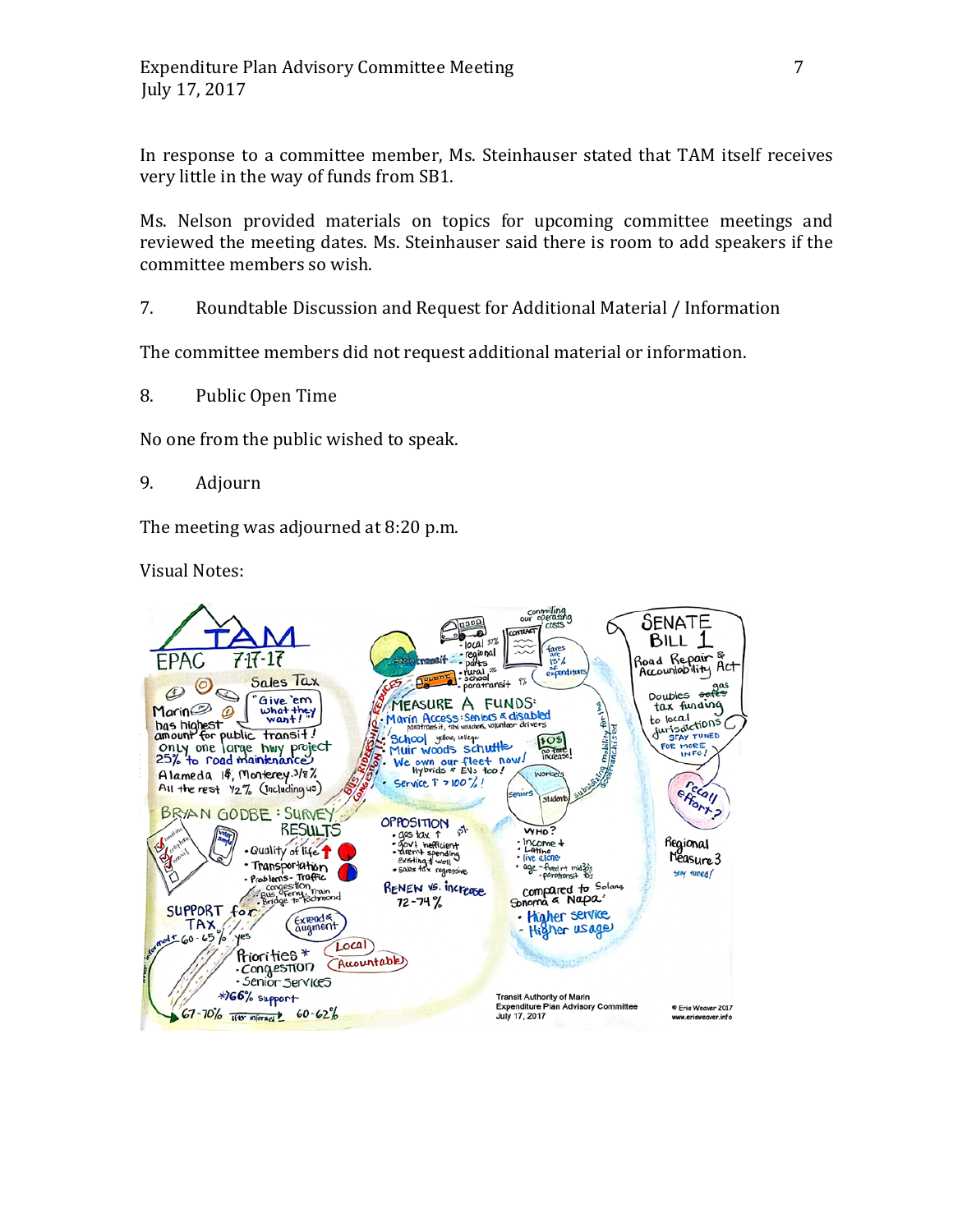In response to a committee member, Ms. Steinhauser stated that TAM itself receives very little in the way of funds from SB1.

Ms. Nelson provided materials on topics for upcoming committee meetings and reviewed the meeting dates. Ms. Steinhauser said there is room to add speakers if the committee members so wish.

7. Roundtable Discussion and Request for Additional Material / Information

The committee members did not request additional material or information.

8. Public Open Time

No one from the public wished to speak.

9. Adjourn

The meeting was adjourned at 8:20 p.m.

Visual Notes: